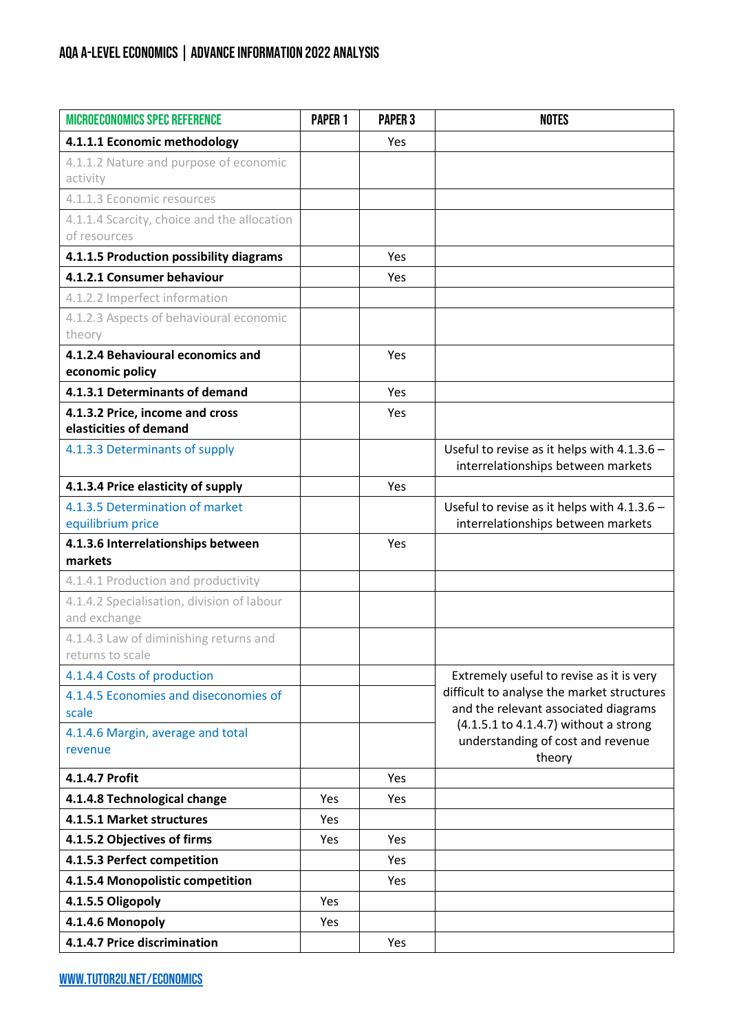# AQA A-LEVEL ECONOMICS | ADVANCE INFORMATION 2022 ANALYSIS

| MICROECONOMICS SPEC REFERENCE | PAPER 1 | PAPER 3 | NOTES |
|---|---|---|---|
| **4.1.1.1 Economic methodology** | | Yes | |
| 4.1.1.2 Nature and purpose of economic activity | | | |
| 4.1.1.3 Economic resources | | | |
| 4.1.1.4 Scarcity, choice and the allocation of resources | | | |
| **4.1.1.5 Production possibility diagrams** | | Yes | |
| **4.1.2.1 Consumer behaviour** | | Yes | |
| 4.1.2.2 Imperfect information | | | |
| 4.1.2.3 Aspects of behavioural economic theory | | | |
| **4.1.2.4 Behavioural economics and economic policy** | | Yes | |
| **4.1.3.1 Determinants of demand** | | Yes | |
| **4.1.3.2 Price, income and cross elasticities of demand** | | Yes | |
| 4.1.3.3 Determinants of supply | | | Useful to revise as it helps with 4.1.3.6 – interrelationships between markets |
| **4.1.3.4 Price elasticity of supply** | | Yes | |
| 4.1.3.5 Determination of market equilibrium price | | | Useful to revise as it helps with 4.1.3.6 – interrelationships between markets |
| **4.1.3.6 Interrelationships between markets** | | Yes | |
| 4.1.4.1 Production and productivity | | | |
| 4.1.4.2 Specialisation, division of labour and exchange | | | |
| 4.1.4.3 Law of diminishing returns and returns to scale | | | |
| 4.1.4.4 Costs of production | | | Extremely useful to revise as it is very difficult to analyse the market structures and the relevant associated diagrams (4.1.5.1 to 4.1.4.7) without a strong understanding of cost and revenue theory |
| 4.1.4.5 Economies and diseconomies of scale | | | |
| 4.1.4.6 Margin, average and total revenue | | | |
| **4.1.4.7 Profit** | | Yes | |
| **4.1.4.8 Technological change** | Yes | Yes | |
| **4.1.5.1 Market structures** | Yes | | |
| **4.1.5.2 Objectives of firms** | Yes | Yes | |
| **4.1.5.3 Perfect competition** | | Yes | |
| **4.1.5.4 Monopolistic competition** | | Yes | |
| **4.1.5.5 Oligopoly** | Yes | | |
| **4.1.4.6 Monopoly** | Yes | | |
| **4.1.4.7 Price discrimination** | | Yes | |

WWW.TUTOR2U.NET/ECONOMICS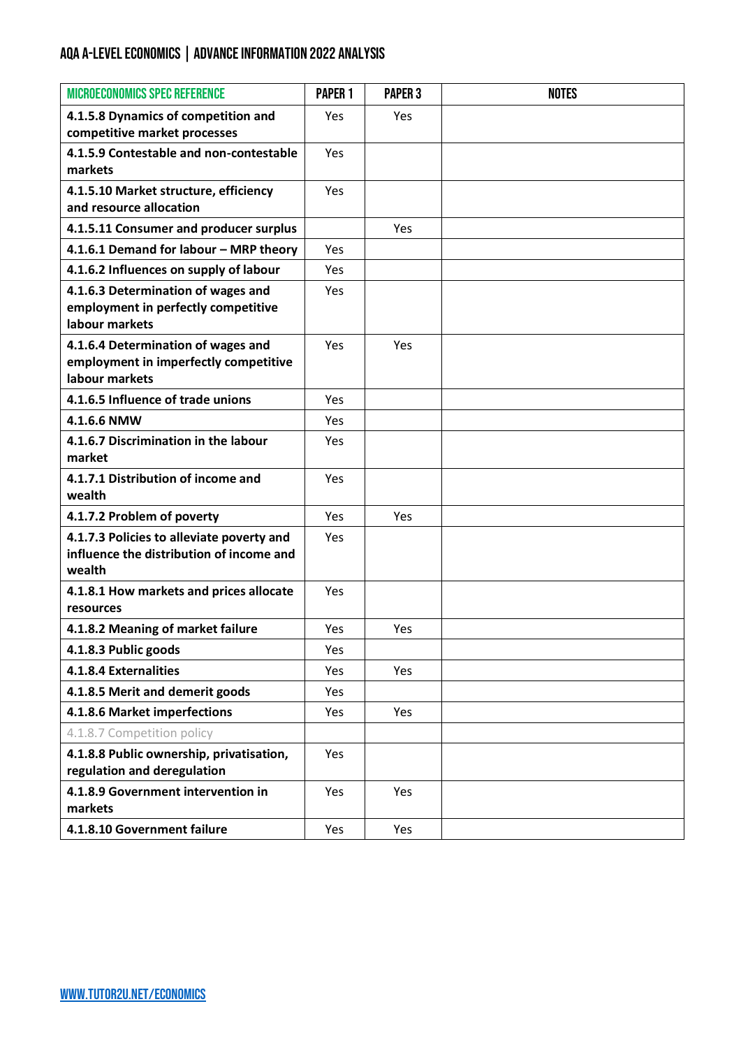| MICROECONOMICS SPEC REFERENCE | PAPER 1 | PAPER 3 | NOTES |
| --- | --- | --- | --- |
| **4.1.5.8 Dynamics of competition and competitive market processes** | Yes | Yes | |
| **4.1.5.9 Contestable and non-contestable markets** | Yes | | |
| **4.1.5.10 Market structure, efficiency and resource allocation** | Yes | | |
| **4.1.5.11 Consumer and producer surplus** | | Yes | |
| **4.1.6.1 Demand for labour – MRP theory** | Yes | | |
| **4.1.6.2 Influences on supply of labour** | Yes | | |
| **4.1.6.3 Determination of wages and employment in perfectly competitive labour markets** | Yes | | |
| **4.1.6.4 Determination of wages and employment in imperfectly competitive labour markets** | Yes | Yes | |
| **4.1.6.5 Influence of trade unions** | Yes | | |
| **4.1.6.6 NMW** | Yes | | |
| **4.1.6.7 Discrimination in the labour market** | Yes | | |
| **4.1.7.1 Distribution of income and wealth** | Yes | | |
| **4.1.7.2 Problem of poverty** | Yes | Yes | |
| **4.1.7.3 Policies to alleviate poverty and influence the distribution of income and wealth** | Yes | | |
| **4.1.8.1 How markets and prices allocate resources** | Yes | | |
| **4.1.8.2 Meaning of market failure** | Yes | Yes | |
| **4.1.8.3 Public goods** | Yes | | |
| **4.1.8.4 Externalities** | Yes | Yes | |
| **4.1.8.5 Merit and demerit goods** | Yes | | |
| **4.1.8.6 Market imperfections** | Yes | Yes | |
| 4.1.8.7 Competition policy | | | |
| **4.1.8.8 Public ownership, privatisation, regulation and deregulation** | Yes | | |
| **4.1.8.9 Government intervention in markets** | Yes | Yes | |
| **4.1.8.10 Government failure** | Yes | Yes | |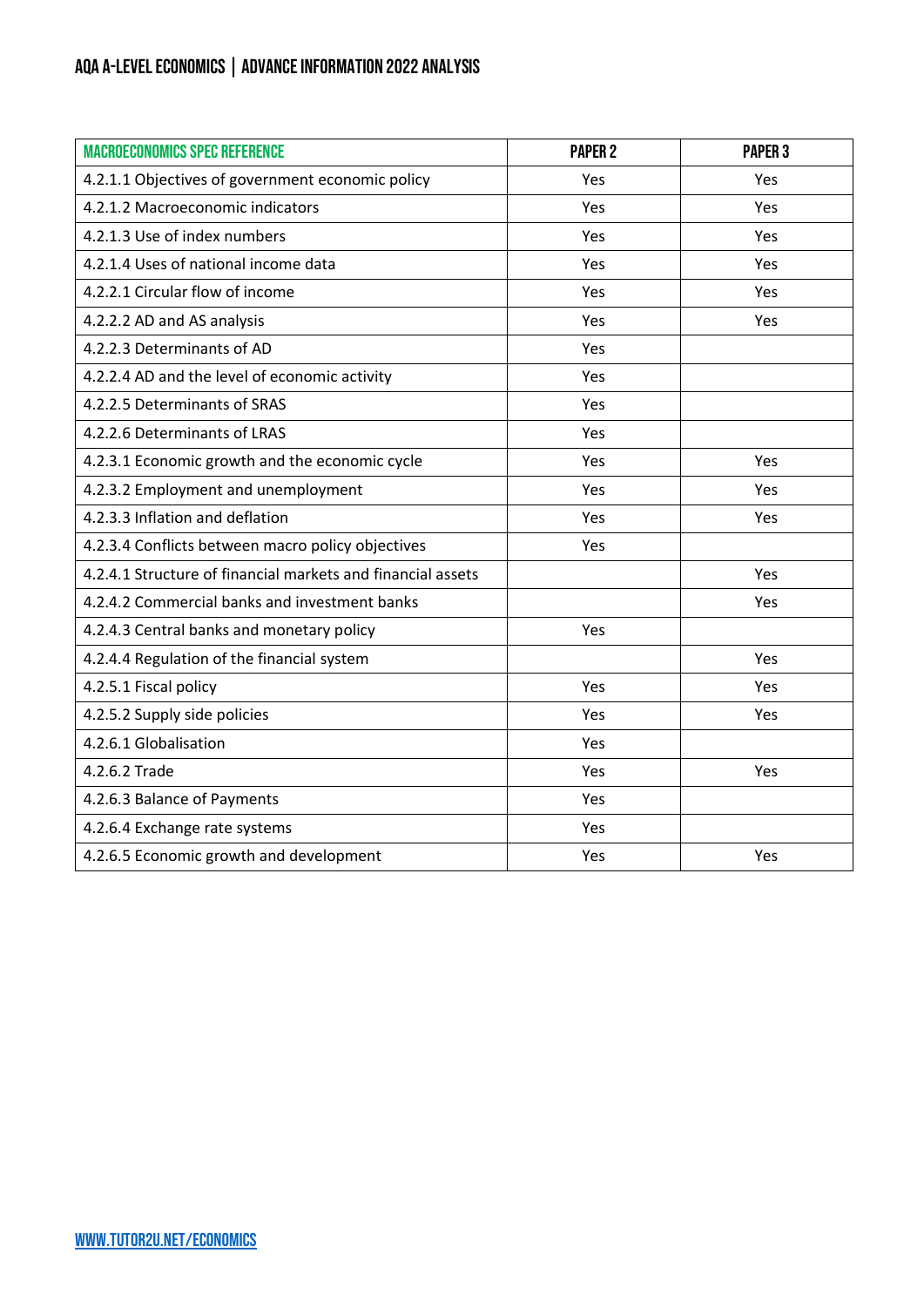| MACROECONOMICS SPEC REFERENCE | PAPER 2 | PAPER 3 |
|---|---|---|
| 4.2.1.1 Objectives of government economic policy | Yes | Yes |
| 4.2.1.2 Macroeconomic indicators | Yes | Yes |
| 4.2.1.3 Use of index numbers | Yes | Yes |
| 4.2.1.4 Uses of national income data | Yes | Yes |
| 4.2.2.1 Circular flow of income | Yes | Yes |
| 4.2.2.2 AD and AS analysis | Yes | Yes |
| 4.2.2.3 Determinants of AD | Yes | |
| 4.2.2.4 AD and the level of economic activity | Yes | |
| 4.2.2.5 Determinants of SRAS | Yes | |
| 4.2.2.6 Determinants of LRAS | Yes | |
| 4.2.3.1 Economic growth and the economic cycle | Yes | Yes |
| 4.2.3.2 Employment and unemployment | Yes | Yes |
| 4.2.3.3 Inflation and deflation | Yes | Yes |
| 4.2.3.4 Conflicts between macro policy objectives | Yes | |
| 4.2.4.1 Structure of financial markets and financial assets | | Yes |
| 4.2.4.2 Commercial banks and investment banks | | Yes |
| 4.2.4.3 Central banks and monetary policy | Yes | |
| 4.2.4.4 Regulation of the financial system | | Yes |
| 4.2.5.1 Fiscal policy | Yes | Yes |
| 4.2.5.2 Supply side policies | Yes | Yes |
| 4.2.6.1 Globalisation | Yes | |
| 4.2.6.2 Trade | Yes | Yes |
| 4.2.6.3 Balance of Payments | Yes | |
| 4.2.6.4 Exchange rate systems | Yes | |
| 4.2.6.5 Economic growth and development | Yes | Yes |